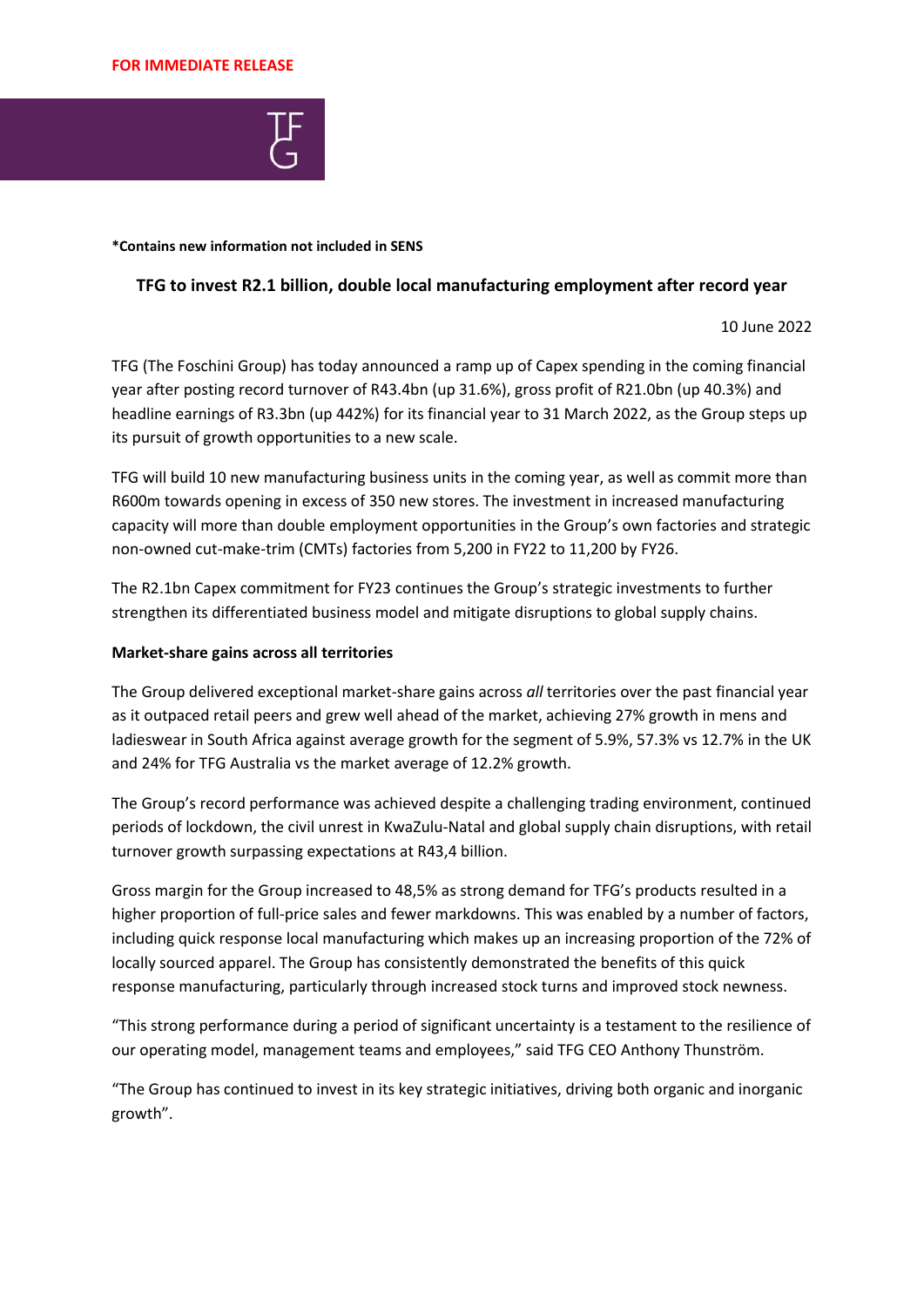**FOR IMMEDIATE RELEASE**

**\*Contains new information not included in SENS**

## TFG to invest R2.1 billion, double local manufacturing employment after record year

10 June 2022

TFG (The Foschini Group) has today announced a ramp up of Capex spending in the coming financial year after posting record turnover of R43.4bn (up 31.6%), gross profit of R21.0bn (up 40.3%) and headline earnings of R3.3bn (up 442%) for its financial year to 31 March 2022, as the Group steps up its pursuit of growth opportunities to a new scale.

TFG will build 10 new manufacturing business units in the coming year, as well as commit more than R600m towards opening in excess of 350 new stores. The investment in increased manufacturing capacity will more than double employment opportunities in the Group's own factories and strategic non-owned cut-make-trim (CMTs) factories from 5,200 in FY22 to 11,200 by FY26.

The R2.1bn Capex commitment for FY23 continues the Group's strategic investments to further strengthen its differentiated business model and mitigate disruptions to global supply chains.

**Market-share gains across all territories**

The Group delivered exceptional market-share gains across *all* territories over the past financial year as it outpaced retail peers and grew well ahead of the market, achieving 27% growth in mens and ladieswear in South Africa against average growth for the segment of 5.9%, 57.3% vs 12.7% in the UK and 24% for TFG Australia vs the market average of 12.2% growth.

The Group's record performance was achieved despite a challenging trading environment, continued periods of lockdown, the civil unrest in KwaZulu-Natal and global supply chain disruptions, with retail turnover growth surpassing expectations at R43,4 billion.

Gross margin for the Group increased to 48,5% as strong demand for TFG's products resulted in a higher proportion of full-price sales and fewer markdowns. This was enabled by a number of factors, including quick response local manufacturing which makes up an increasing proportion of the 72% of locally sourced apparel. The Group has consistently demonstrated the benefits of this quick response manufacturing, particularly through increased stock turns and improved stock newness.

"This strong performance during a period of significant uncertainty is a testament to the resilience of our operating model, management teams and employees," said TFG CEO Anthony Thunström.

"The Group has continued to invest in its key strategic initiatives, driving both organic and inorganic growth".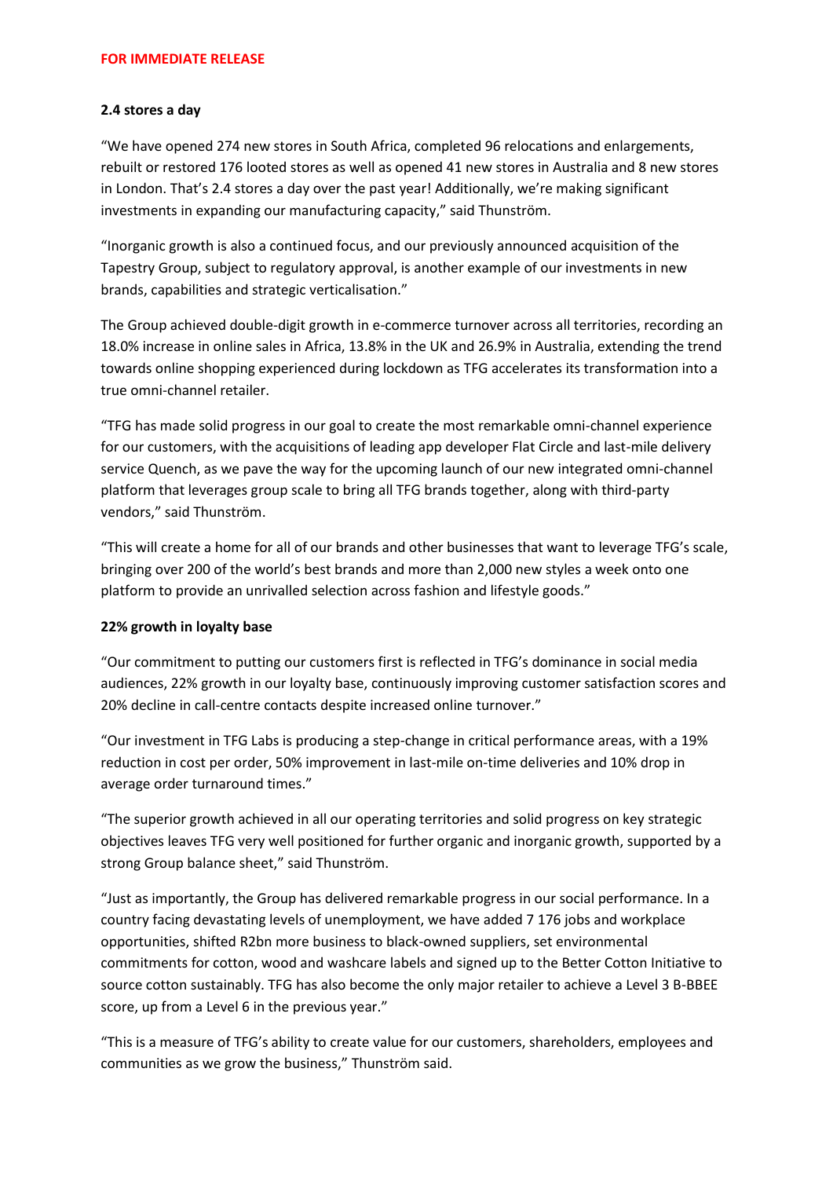FOR IMMEDIATE RELEASE

**2.4 stores a day**

"We have opened 274 new stores in South Africa, completed 96 relocations and enlargements, rebuilt or restored 176 looted stores as well as opened 41 new stores in Australia and 8 new stores in London. That's 2.4 stores a day over the past year! Additionally, we're making significant investments in expanding our manufacturing capacity," said Thunström.

"Inorganic growth is also a continued focus, and our previously announced acquisition of the Tapestry Group, subject to regulatory approval, is another example of our investments in new brands, capabilities and strategic verticalisation."

The Group achieved double-digit growth in e-commerce turnover across all territories, recording an 18.0% increase in online sales in Africa, 13.8% in the UK and 26.9% in Australia, extending the trend towards online shopping experienced during lockdown as TFG accelerates its transformation into a true omni-channel retailer.

"TFG has made solid progress in our goal to create the most remarkable omni-channel experience for our customers, with the acquisitions of leading app developer Flat Circle and last-mile delivery service Quench, as we pave the way for the upcoming launch of our new integrated omni-channel platform that leverages group scale to bring all TFG brands together, along with third-party vendors," said Thunström.

"This will create a home for all of our brands and other businesses that want to leverage TFG's scale, bringing over 200 of the world's best brands and more than 2,000 new styles a week onto one platform to provide an unrivalled selection across fashion and lifestyle goods."

**22% growth in loyalty base**

"Our commitment to putting our customers first is reflected in TFG's dominance in social media audiences, 22% growth in our loyalty base, continuously improving customer satisfaction scores and 20% decline in call-centre contacts despite increased online turnover."

"Our investment in TFG Labs is producing a step-change in critical performance areas, with a 19% reduction in cost per order, 50% improvement in last-mile on-time deliveries and 10% drop in average order turnaround times."

"The superior growth achieved in all our operating territories and solid progress on key strategic objectives leaves TFG very well positioned for further organic and inorganic growth, supported by a strong Group balance sheet," said Thunström.

"Just as importantly, the Group has delivered remarkable progress in our social performance. In a country facing devastating levels of unemployment, we have added 7 176 jobs and workplace opportunities, shifted R2bn more business to black-owned suppliers, set environmental commitments for cotton, wood and washcare labels and signed up to the Better Cotton Initiative to source cotton sustainably. TFG has also become the only major retailer to achieve a Level 3 B-BBEE score, up from a Level 6 in the previous year."

"This is a measure of TFG's ability to create value for our customers, shareholders, employees and communities as we grow the business," Thunström said.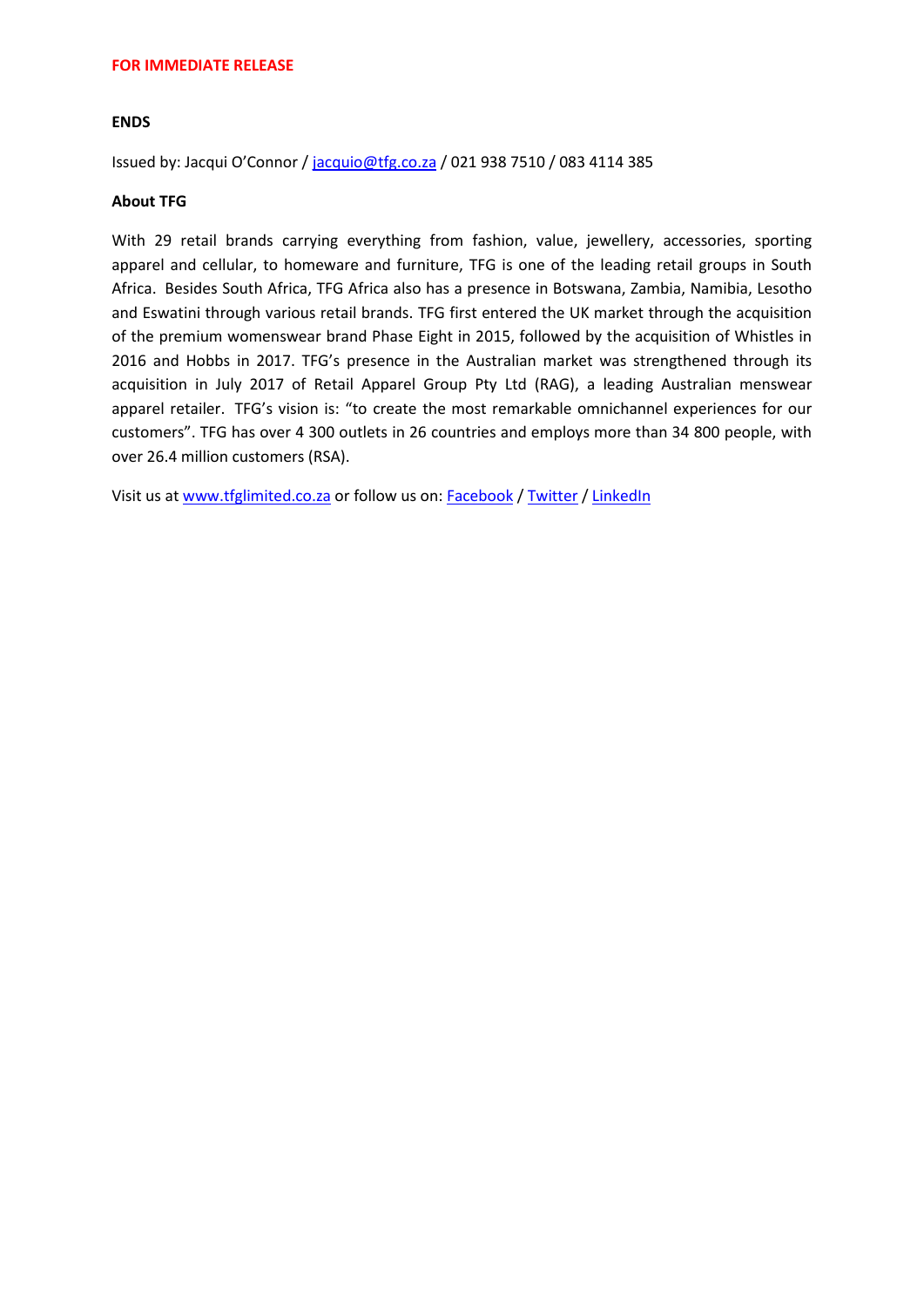**FOR IMMEDIATE RELEASE**

**ENDS**

Issued by: Jacqui O'Connor / jacquio@tfg.co.za / 021 938 7510 / 083 4114 385

**About TFG**

With 29 retail brands carrying everything from fashion, value, jewellery, accessories, sporting apparel and cellular, to homeware and furniture, TFG is one of the leading retail groups in South Africa. Besides South Africa, TFG Africa also has a presence in Botswana, Zambia, Namibia, Lesotho and Eswatini through various retail brands. TFG first entered the UK market through the acquisition of the premium womenswear brand Phase Eight in 2015, followed by the acquisition of Whistles in 2016 and Hobbs in 2017. TFG's presence in the Australian market was strengthened through its acquisition in July 2017 of Retail Apparel Group Pty Ltd (RAG), a leading Australian menswear apparel retailer. TFG's vision is: "to create the most remarkable omnichannel experiences for our customers". TFG has over 4 300 outlets in 26 countries and employs more than 34 800 people, with over 26.4 million customers (RSA).

Visit us at www.tfglimited.co.za or follow us on: Facebook / Twitter / LinkedIn